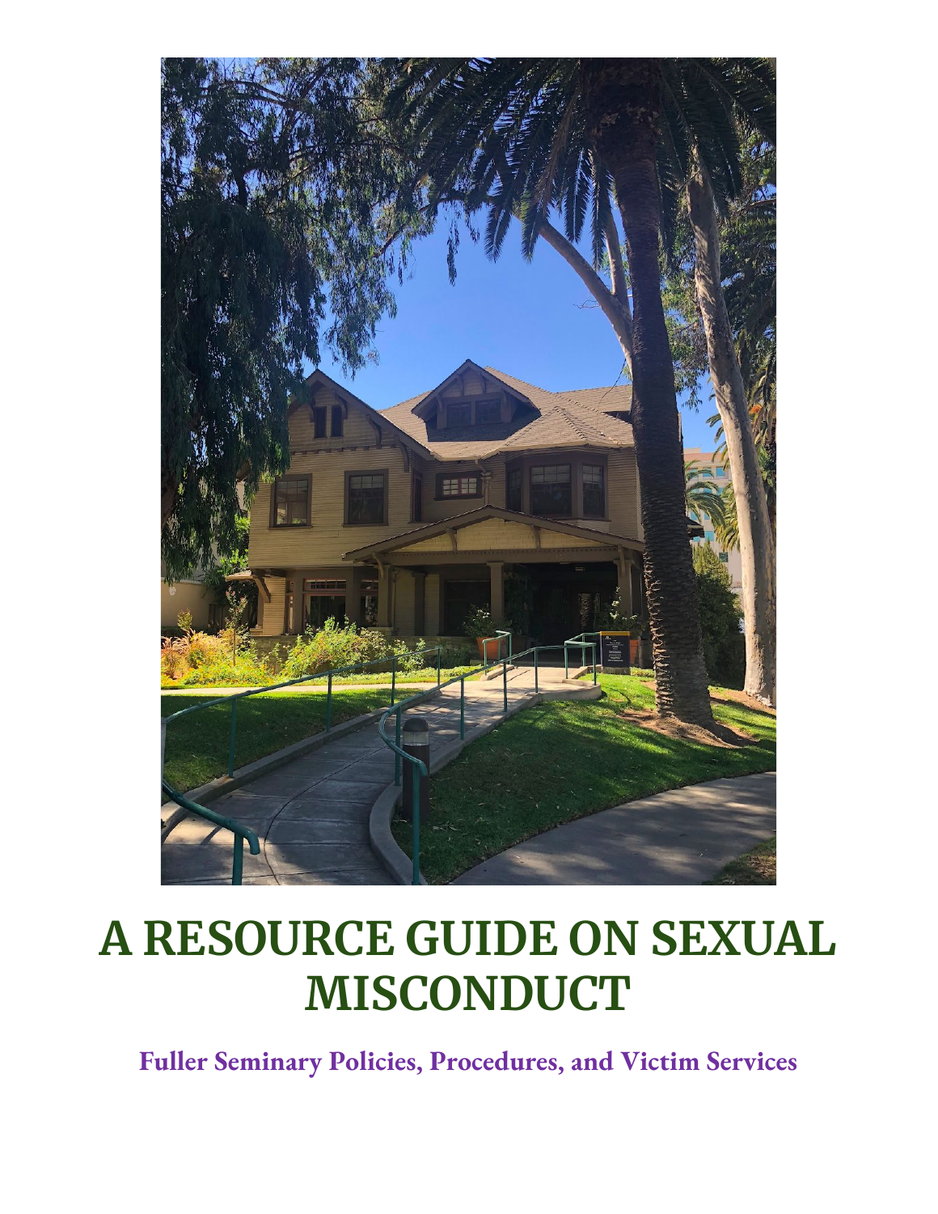# A RESOURCE GUIDE ON SEXUAL MISCONDUCT

**Fuller Seminary Policies, Procedures, and Victim Services**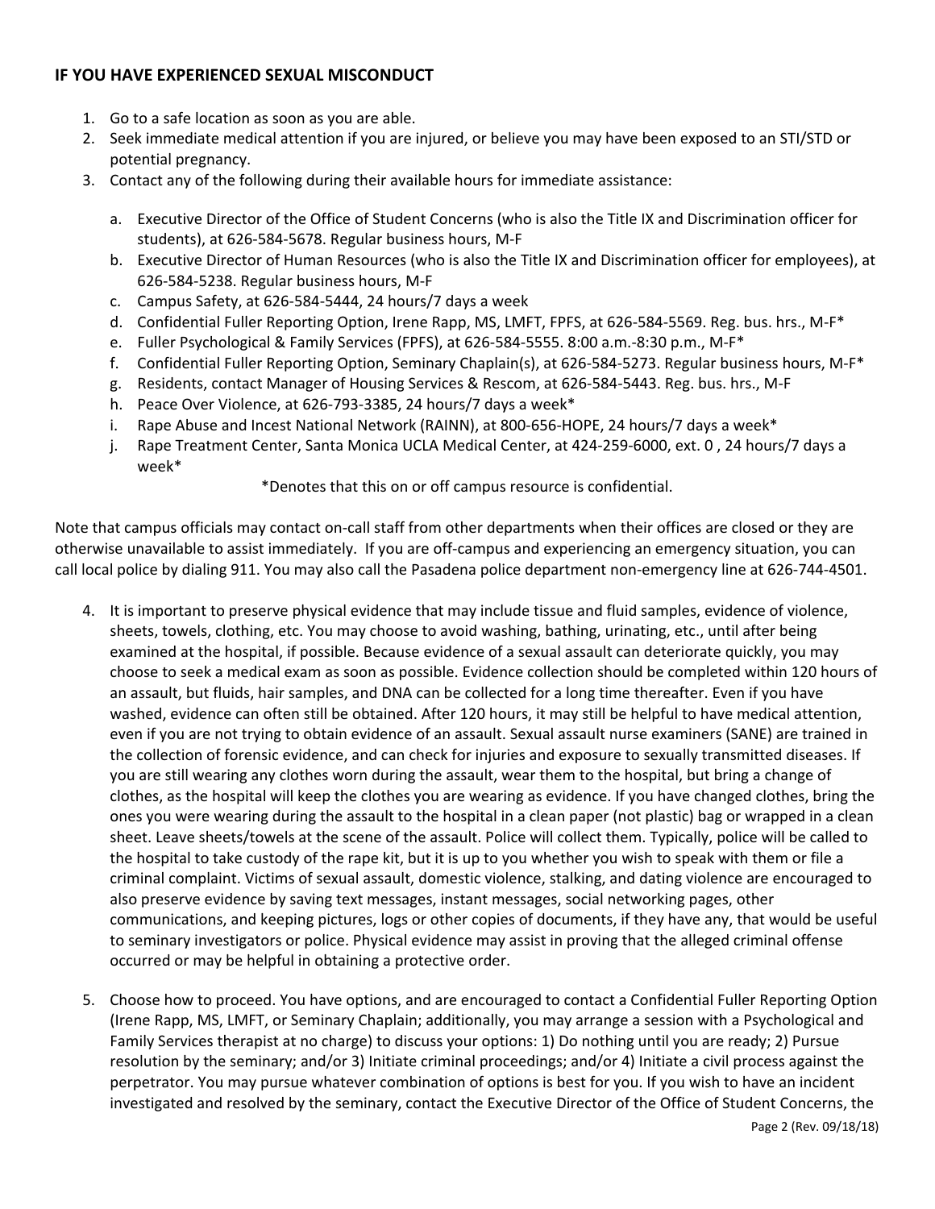## IF YOU HAVE EXPERIENCED SEXUAL MISCONDUCT

1. Go to a safe location as soon as you are able.
2. Seek immediate medical attention if you are injured, or believe you may have been exposed to an STI/STD or potential pregnancy.
3. Contact any of the following during their available hours for immediate assistance:

   a. Executive Director of the Office of Student Concerns (who is also the Title IX and Discrimination officer for students), at 626-584-5678. Regular business hours, M-F
   b. Executive Director of Human Resources (who is also the Title IX and Discrimination officer for employees), at 626-584-5238. Regular business hours, M-F
   c. Campus Safety, at 626-584-5444, 24 hours/7 days a week
   d. Confidential Fuller Reporting Option, Irene Rapp, MS, LMFT, FPFS, at 626-584-5569. Reg. bus. hrs., M-F*
   e. Fuller Psychological & Family Services (FPFS), at 626-584-5555. 8:00 a.m.-8:30 p.m., M-F*
   f. Confidential Fuller Reporting Option, Seminary Chaplain(s), at 626-584-5273. Regular business hours, M-F*
   g. Residents, contact Manager of Housing Services & Rescom, at 626-584-5443. Reg. bus. hrs., M-F
   h. Peace Over Violence, at 626-793-3385, 24 hours/7 days a week*
   i. Rape Abuse and Incest National Network (RAINN), at 800-656-HOPE, 24 hours/7 days a week*
   j. Rape Treatment Center, Santa Monica UCLA Medical Center, at 424-259-6000, ext. 0 , 24 hours/7 days a week*

   *Denotes that this on or off campus resource is confidential.

Note that campus officials may contact on-call staff from other departments when their offices are closed or they are otherwise unavailable to assist immediately. If you are off-campus and experiencing an emergency situation, you can call local police by dialing 911. You may also call the Pasadena police department non-emergency line at 626-744-4501.

4. It is important to preserve physical evidence that may include tissue and fluid samples, evidence of violence, sheets, towels, clothing, etc. You may choose to avoid washing, bathing, urinating, etc., until after being examined at the hospital, if possible. Because evidence of a sexual assault can deteriorate quickly, you may choose to seek a medical exam as soon as possible. Evidence collection should be completed within 120 hours of an assault, but fluids, hair samples, and DNA can be collected for a long time thereafter. Even if you have washed, evidence can often still be obtained. After 120 hours, it may still be helpful to have medical attention, even if you are not trying to obtain evidence of an assault. Sexual assault nurse examiners (SANE) are trained in the collection of forensic evidence, and can check for injuries and exposure to sexually transmitted diseases. If you are still wearing any clothes worn during the assault, wear them to the hospital, but bring a change of clothes, as the hospital will keep the clothes you are wearing as evidence. If you have changed clothes, bring the ones you were wearing during the assault to the hospital in a clean paper (not plastic) bag or wrapped in a clean sheet. Leave sheets/towels at the scene of the assault. Police will collect them. Typically, police will be called to the hospital to take custody of the rape kit, but it is up to you whether you wish to speak with them or file a criminal complaint. Victims of sexual assault, domestic violence, stalking, and dating violence are encouraged to also preserve evidence by saving text messages, instant messages, social networking pages, other communications, and keeping pictures, logs or other copies of documents, if they have any, that would be useful to seminary investigators or police. Physical evidence may assist in proving that the alleged criminal offense occurred or may be helpful in obtaining a protective order.

5. Choose how to proceed. You have options, and are encouraged to contact a Confidential Fuller Reporting Option (Irene Rapp, MS, LMFT, or Seminary Chaplain; additionally, you may arrange a session with a Psychological and Family Services therapist at no charge) to discuss your options: 1) Do nothing until you are ready; 2) Pursue resolution by the seminary; and/or 3) Initiate criminal proceedings; and/or 4) Initiate a civil process against the perpetrator. You may pursue whatever combination of options is best for you. If you wish to have an incident investigated and resolved by the seminary, contact the Executive Director of the Office of Student Concerns, the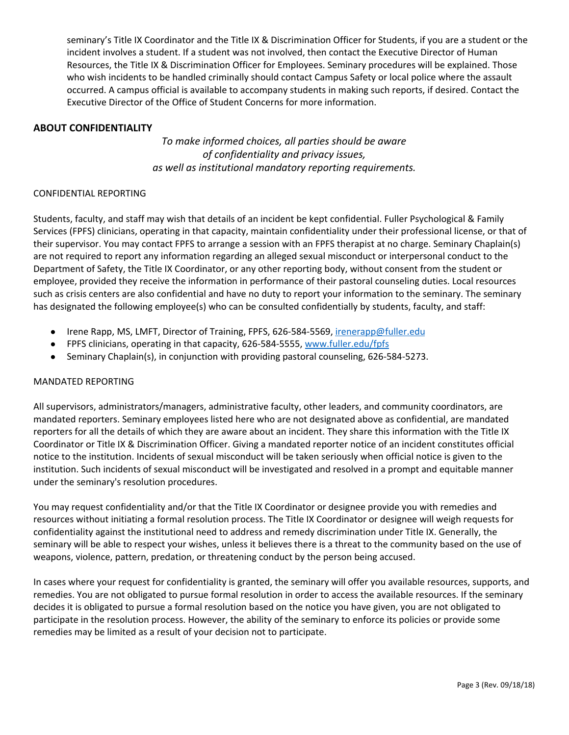seminary's Title IX Coordinator and the Title IX & Discrimination Officer for Students, if you are a student or the incident involves a student. If a student was not involved, then contact the Executive Director of Human Resources, the Title IX & Discrimination Officer for Employees. Seminary procedures will be explained. Those who wish incidents to be handled criminally should contact Campus Safety or local police where the assault occurred. A campus official is available to accompany students in making such reports, if desired. Contact the Executive Director of the Office of Student Concerns for more information.

## ABOUT CONFIDENTIALITY

*To make informed choices, all parties should be aware of confidentiality and privacy issues, as well as institutional mandatory reporting requirements.*

### CONFIDENTIAL REPORTING

Students, faculty, and staff may wish that details of an incident be kept confidential. Fuller Psychological & Family Services (FPFS) clinicians, operating in that capacity, maintain confidentiality under their professional license, or that of their supervisor. You may contact FPFS to arrange a session with an FPFS therapist at no charge. Seminary Chaplain(s) are not required to report any information regarding an alleged sexual misconduct or interpersonal conduct to the Department of Safety, the Title IX Coordinator, or any other reporting body, without consent from the student or employee, provided they receive the information in performance of their pastoral counseling duties. Local resources such as crisis centers are also confidential and have no duty to report your information to the seminary. The seminary has designated the following employee(s) who can be consulted confidentially by students, faculty, and staff:

- Irene Rapp, MS, LMFT, Director of Training, FPFS, 626-584-5569, irenerapp@fuller.edu
- FPFS clinicians, operating in that capacity, 626-584-5555, www.fuller.edu/fpfs
- Seminary Chaplain(s), in conjunction with providing pastoral counseling, 626-584-5273.

### MANDATED REPORTING

All supervisors, administrators/managers, administrative faculty, other leaders, and community coordinators, are mandated reporters. Seminary employees listed here who are not designated above as confidential, are mandated reporters for all the details of which they are aware about an incident. They share this information with the Title IX Coordinator or Title IX & Discrimination Officer. Giving a mandated reporter notice of an incident constitutes official notice to the institution. Incidents of sexual misconduct will be taken seriously when official notice is given to the institution. Such incidents of sexual misconduct will be investigated and resolved in a prompt and equitable manner under the seminary's resolution procedures.

You may request confidentiality and/or that the Title IX Coordinator or designee provide you with remedies and resources without initiating a formal resolution process. The Title IX Coordinator or designee will weigh requests for confidentiality against the institutional need to address and remedy discrimination under Title IX. Generally, the seminary will be able to respect your wishes, unless it believes there is a threat to the community based on the use of weapons, violence, pattern, predation, or threatening conduct by the person being accused.

In cases where your request for confidentiality is granted, the seminary will offer you available resources, supports, and remedies. You are not obligated to pursue formal resolution in order to access the available resources. If the seminary decides it is obligated to pursue a formal resolution based on the notice you have given, you are not obligated to participate in the resolution process. However, the ability of the seminary to enforce its policies or provide some remedies may be limited as a result of your decision not to participate.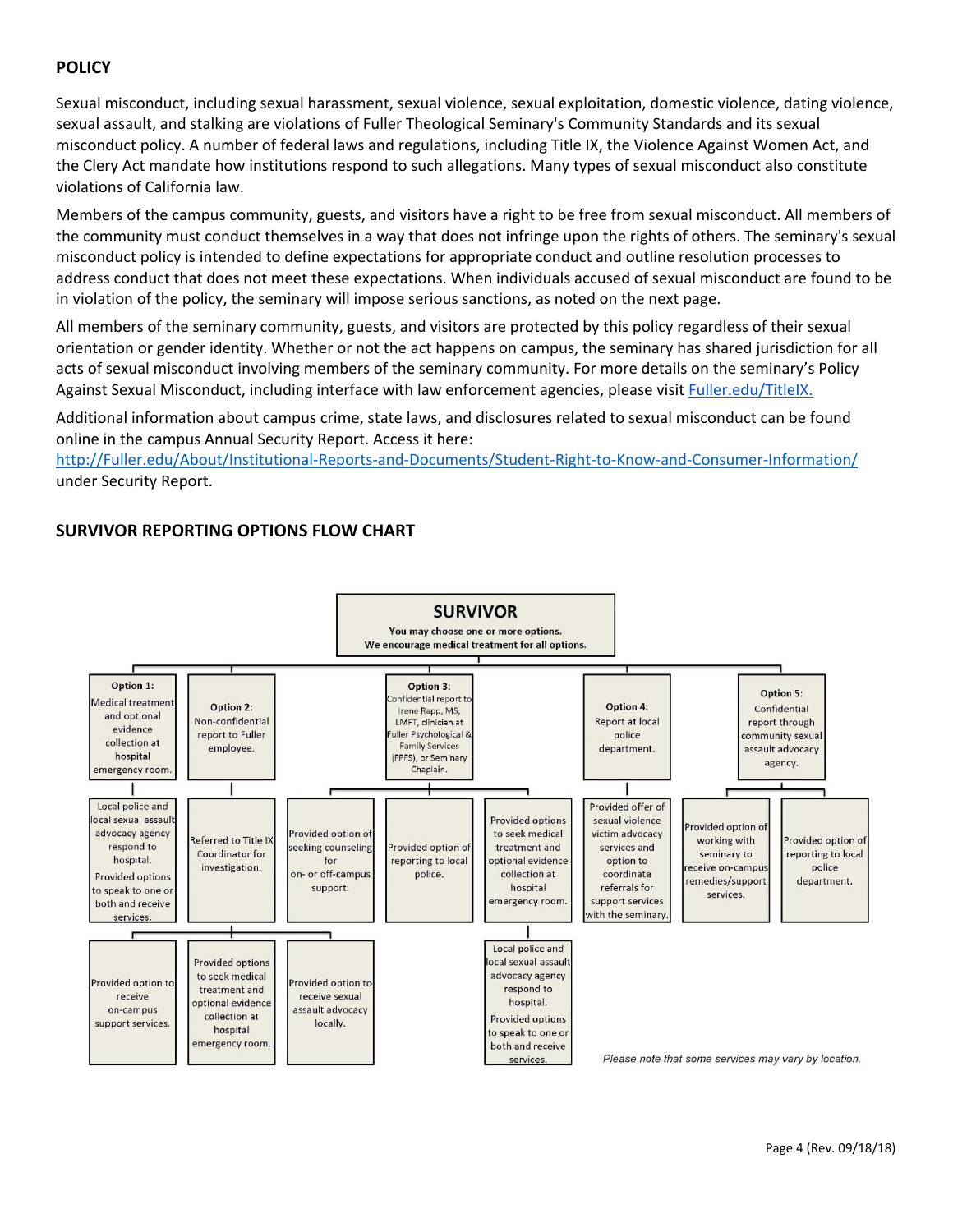## POLICY

Sexual misconduct, including sexual harassment, sexual violence, sexual exploitation, domestic violence, dating violence, sexual assault, and stalking are violations of Fuller Theological Seminary's Community Standards and its sexual misconduct policy. A number of federal laws and regulations, including Title IX, the Violence Against Women Act, and the Clery Act mandate how institutions respond to such allegations. Many types of sexual misconduct also constitute violations of California law.

Members of the campus community, guests, and visitors have a right to be free from sexual misconduct. All members of the community must conduct themselves in a way that does not infringe upon the rights of others. The seminary's sexual misconduct policy is intended to define expectations for appropriate conduct and outline resolution processes to address conduct that does not meet these expectations. When individuals accused of sexual misconduct are found to be in violation of the policy, the seminary will impose serious sanctions, as noted on the next page.

All members of the seminary community, guests, and visitors are protected by this policy regardless of their sexual orientation or gender identity. Whether or not the act happens on campus, the seminary has shared jurisdiction for all acts of sexual misconduct involving members of the seminary community. For more details on the seminary's Policy Against Sexual Misconduct, including interface with law enforcement agencies, please visit [Fuller.edu/TitleIX.](Fuller.edu/TitleIX)

Additional information about campus crime, state laws, and disclosures related to sexual misconduct can be found online in the campus Annual Security Report. Access it here: http://Fuller.edu/About/Institutional-Reports-and-Documents/Student-Right-to-Know-and-Consumer-Information/ under Security Report.

## SURVIVOR REPORTING OPTIONS FLOW CHART

**SURVIVOR**

**You may choose one or more options.**
**We encourage medical treatment for all options.**

- **Option 1:** Medical treatment and optional evidence collection at hospital emergency room.
  - Local police and local sexual assault advocacy agency respond to hospital. Provided options to speak to one or both and receive services.
- **Option 2:** Non-confidential report to Fuller employee.
  - Referred to Title IX Coordinator for investigation.
    - Provided option to receive on-campus support services.
    - Provided options to seek medical treatment and optional evidence collection at hospital emergency room.
    - Provided option to receive sexual assault advocacy locally.
- **Option 3:** Confidential report to Irene Rapp, MS, LMFT, clinician at Fuller Psychological & Family Services (FPFS), or Seminary Chaplain.
  - Provided option of seeking counseling for on- or off-campus support.
  - Provided option of reporting to local police.
  - Provided options to seek medical treatment and optional evidence collection at hospital emergency room.
    - Local police and local sexual assault advocacy agency respond to hospital. Provided options to speak to one or both and receive services.
- **Option 4:** Report at local police department.
  - Provided offer of sexual violence victim advocacy services and option to coordinate referrals for support services with the seminary.
- **Option 5:** Confidential report through community sexual assault advocacy agency.
  - Provided option of working with seminary to receive on-campus remedies/support services.
  - Provided option of reporting to local police department.

*Please note that some services may vary by location.*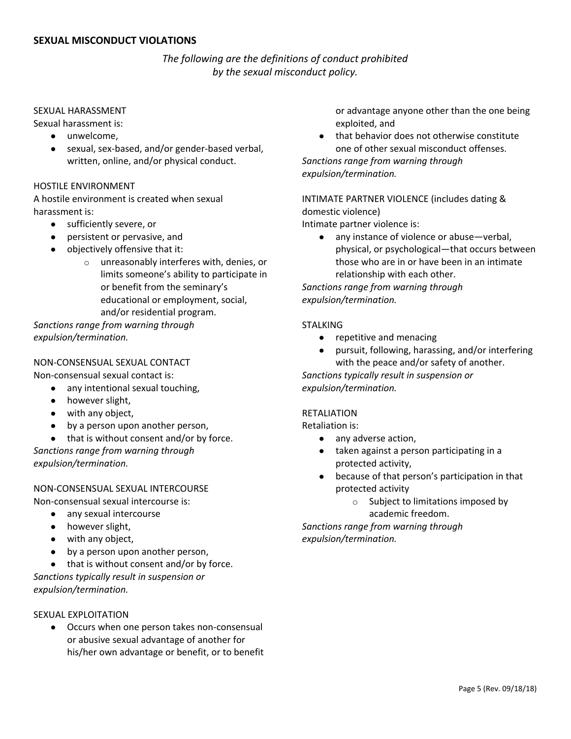## SEXUAL MISCONDUCT VIOLATIONS

*The following are the definitions of conduct prohibited by the sexual misconduct policy.*

SEXUAL HARASSMENT

Sexual harassment is:

- unwelcome,
- sexual, sex-based, and/or gender-based verbal, written, online, and/or physical conduct.

HOSTILE ENVIRONMENT

A hostile environment is created when sexual harassment is:

- sufficiently severe, or
- persistent or pervasive, and
- objectively offensive that it:
  - unreasonably interferes with, denies, or limits someone's ability to participate in or benefit from the seminary's educational or employment, social, and/or residential program.

*Sanctions range from warning through expulsion/termination.*

NON-CONSENSUAL SEXUAL CONTACT

Non-consensual sexual contact is:

- any intentional sexual touching,
- however slight,
- with any object,
- by a person upon another person,
- that is without consent and/or by force.

*Sanctions range from warning through expulsion/termination.*

NON-CONSENSUAL SEXUAL INTERCOURSE

Non-consensual sexual intercourse is:

- any sexual intercourse
- however slight,
- with any object,
- by a person upon another person,
- that is without consent and/or by force.

*Sanctions typically result in suspension or expulsion/termination.*

SEXUAL EXPLOITATION

- Occurs when one person takes non-consensual or abusive sexual advantage of another for his/her own advantage or benefit, or to benefit or advantage anyone other than the one being exploited, and
- that behavior does not otherwise constitute one of other sexual misconduct offenses.

*Sanctions range from warning through expulsion/termination.*

INTIMATE PARTNER VIOLENCE (includes dating & domestic violence)

Intimate partner violence is:

- any instance of violence or abuse—verbal, physical, or psychological—that occurs between those who are in or have been in an intimate relationship with each other.

*Sanctions range from warning through expulsion/termination.*

STALKING

- repetitive and menacing
- pursuit, following, harassing, and/or interfering with the peace and/or safety of another.

*Sanctions typically result in suspension or expulsion/termination.*

RETALIATION

Retaliation is:

- any adverse action,
- taken against a person participating in a protected activity,
- because of that person's participation in that protected activity
  - Subject to limitations imposed by academic freedom.

*Sanctions range from warning through expulsion/termination.*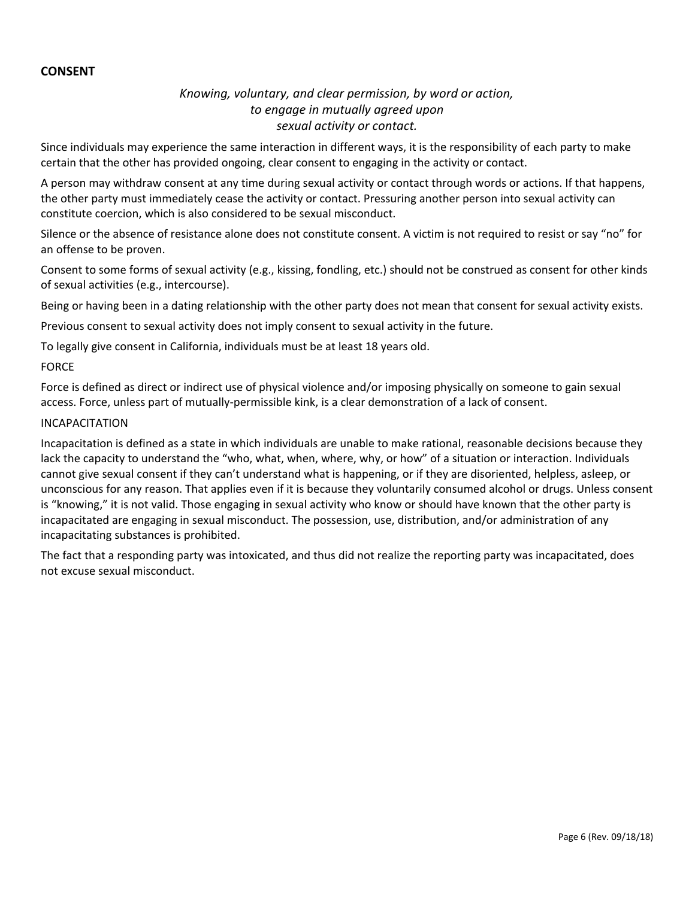## CONSENT

*Knowing, voluntary, and clear permission, by word or action, to engage in mutually agreed upon sexual activity or contact.*

Since individuals may experience the same interaction in different ways, it is the responsibility of each party to make certain that the other has provided ongoing, clear consent to engaging in the activity or contact.

A person may withdraw consent at any time during sexual activity or contact through words or actions. If that happens, the other party must immediately cease the activity or contact. Pressuring another person into sexual activity can constitute coercion, which is also considered to be sexual misconduct.

Silence or the absence of resistance alone does not constitute consent. A victim is not required to resist or say "no" for an offense to be proven.

Consent to some forms of sexual activity (e.g., kissing, fondling, etc.) should not be construed as consent for other kinds of sexual activities (e.g., intercourse).

Being or having been in a dating relationship with the other party does not mean that consent for sexual activity exists.

Previous consent to sexual activity does not imply consent to sexual activity in the future.

To legally give consent in California, individuals must be at least 18 years old.

### FORCE

Force is defined as direct or indirect use of physical violence and/or imposing physically on someone to gain sexual access. Force, unless part of mutually-permissible kink, is a clear demonstration of a lack of consent.

### INCAPACITATION

Incapacitation is defined as a state in which individuals are unable to make rational, reasonable decisions because they lack the capacity to understand the "who, what, when, where, why, or how" of a situation or interaction. Individuals cannot give sexual consent if they can't understand what is happening, or if they are disoriented, helpless, asleep, or unconscious for any reason. That applies even if it is because they voluntarily consumed alcohol or drugs. Unless consent is "knowing," it is not valid. Those engaging in sexual activity who know or should have known that the other party is incapacitated are engaging in sexual misconduct. The possession, use, distribution, and/or administration of any incapacitating substances is prohibited.

The fact that a responding party was intoxicated, and thus did not realize the reporting party was incapacitated, does not excuse sexual misconduct.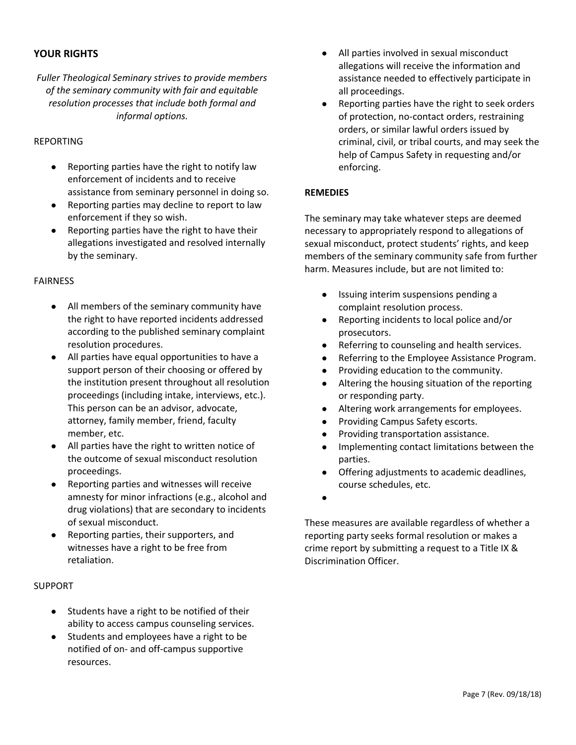## YOUR RIGHTS

*Fuller Theological Seminary strives to provide members of the seminary community with fair and equitable resolution processes that include both formal and informal options.*

### REPORTING

- Reporting parties have the right to notify law enforcement of incidents and to receive assistance from seminary personnel in doing so.
- Reporting parties may decline to report to law enforcement if they so wish.
- Reporting parties have the right to have their allegations investigated and resolved internally by the seminary.

### FAIRNESS

- All members of the seminary community have the right to have reported incidents addressed according to the published seminary complaint resolution procedures.
- All parties have equal opportunities to have a support person of their choosing or offered by the institution present throughout all resolution proceedings (including intake, interviews, etc.). This person can be an advisor, advocate, attorney, family member, friend, faculty member, etc.
- All parties have the right to written notice of the outcome of sexual misconduct resolution proceedings.
- Reporting parties and witnesses will receive amnesty for minor infractions (e.g., alcohol and drug violations) that are secondary to incidents of sexual misconduct.
- Reporting parties, their supporters, and witnesses have a right to be free from retaliation.

### SUPPORT

- Students have a right to be notified of their ability to access campus counseling services.
- Students and employees have a right to be notified of on- and off-campus supportive resources.
- All parties involved in sexual misconduct allegations will receive the information and assistance needed to effectively participate in all proceedings.
- Reporting parties have the right to seek orders of protection, no-contact orders, restraining orders, or similar lawful orders issued by criminal, civil, or tribal courts, and may seek the help of Campus Safety in requesting and/or enforcing.

## REMEDIES

The seminary may take whatever steps are deemed necessary to appropriately respond to allegations of sexual misconduct, protect students' rights, and keep members of the seminary community safe from further harm. Measures include, but are not limited to:

- Issuing interim suspensions pending a complaint resolution process.
- Reporting incidents to local police and/or prosecutors.
- Referring to counseling and health services.
- Referring to the Employee Assistance Program.
- Providing education to the community.
- Altering the housing situation of the reporting or responding party.
- Altering work arrangements for employees.
- Providing Campus Safety escorts.
- Providing transportation assistance.
- Implementing contact limitations between the parties.
- Offering adjustments to academic deadlines, course schedules, etc.

These measures are available regardless of whether a reporting party seeks formal resolution or makes a crime report by submitting a request to a Title IX & Discrimination Officer.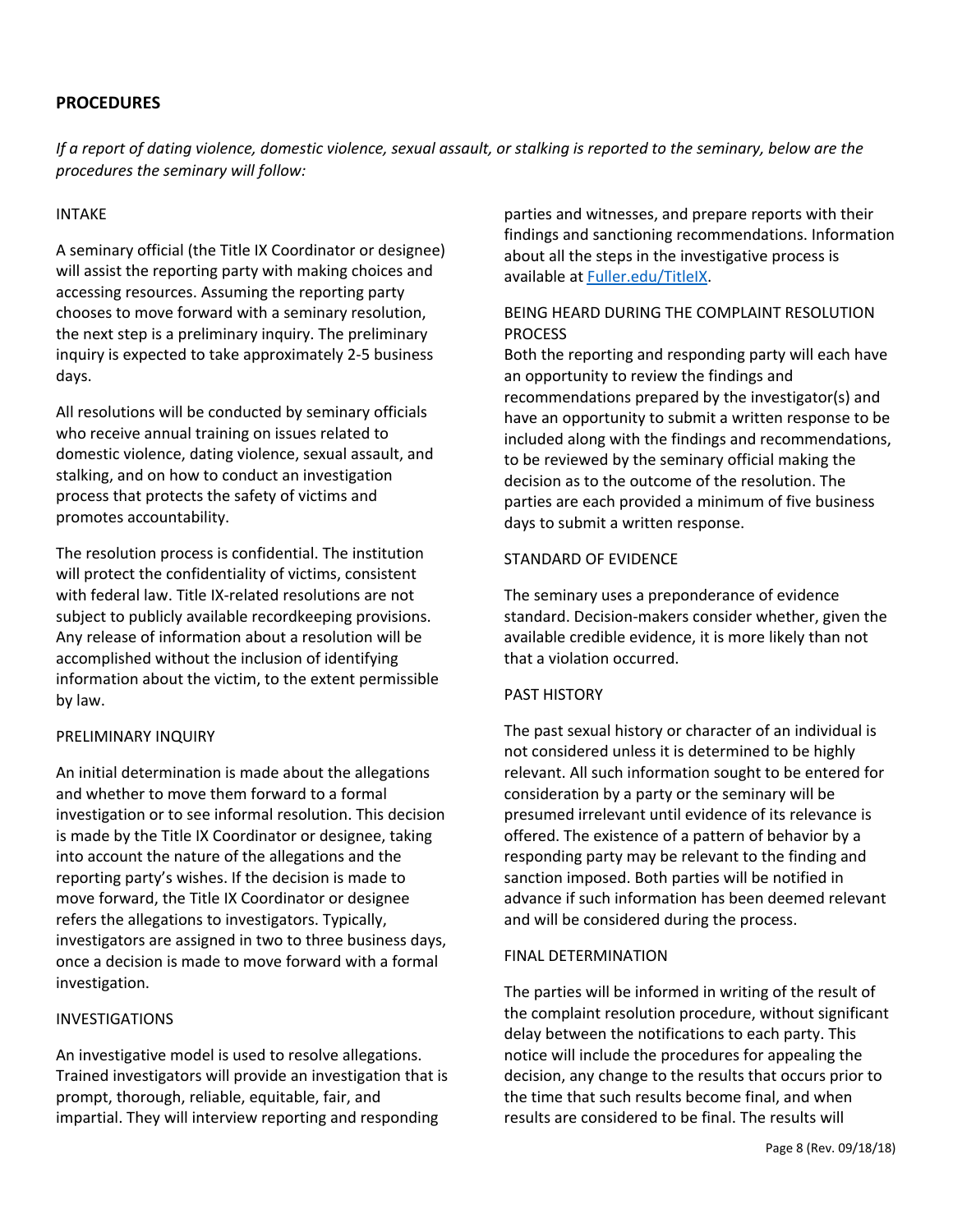## PROCEDURES

*If a report of dating violence, domestic violence, sexual assault, or stalking is reported to the seminary, below are the procedures the seminary will follow:*

### INTAKE

A seminary official (the Title IX Coordinator or designee) will assist the reporting party with making choices and accessing resources. Assuming the reporting party chooses to move forward with a seminary resolution, the next step is a preliminary inquiry. The preliminary inquiry is expected to take approximately 2-5 business days.

All resolutions will be conducted by seminary officials who receive annual training on issues related to domestic violence, dating violence, sexual assault, and stalking, and on how to conduct an investigation process that protects the safety of victims and promotes accountability.

The resolution process is confidential. The institution will protect the confidentiality of victims, consistent with federal law. Title IX-related resolutions are not subject to publicly available recordkeeping provisions. Any release of information about a resolution will be accomplished without the inclusion of identifying information about the victim, to the extent permissible by law.

### PRELIMINARY INQUIRY

An initial determination is made about the allegations and whether to move them forward to a formal investigation or to see informal resolution. This decision is made by the Title IX Coordinator or designee, taking into account the nature of the allegations and the reporting party's wishes. If the decision is made to move forward, the Title IX Coordinator or designee refers the allegations to investigators. Typically, investigators are assigned in two to three business days, once a decision is made to move forward with a formal investigation.

### INVESTIGATIONS

An investigative model is used to resolve allegations. Trained investigators will provide an investigation that is prompt, thorough, reliable, equitable, fair, and impartial. They will interview reporting and responding parties and witnesses, and prepare reports with their findings and sanctioning recommendations. Information about all the steps in the investigative process is available at [Fuller.edu/TitleIX](Fuller.edu/TitleIX).

### BEING HEARD DURING THE COMPLAINT RESOLUTION PROCESS

Both the reporting and responding party will each have an opportunity to review the findings and recommendations prepared by the investigator(s) and have an opportunity to submit a written response to be included along with the findings and recommendations, to be reviewed by the seminary official making the decision as to the outcome of the resolution. The parties are each provided a minimum of five business days to submit a written response.

### STANDARD OF EVIDENCE

The seminary uses a preponderance of evidence standard. Decision-makers consider whether, given the available credible evidence, it is more likely than not that a violation occurred.

### PAST HISTORY

The past sexual history or character of an individual is not considered unless it is determined to be highly relevant. All such information sought to be entered for consideration by a party or the seminary will be presumed irrelevant until evidence of its relevance is offered. The existence of a pattern of behavior by a responding party may be relevant to the finding and sanction imposed. Both parties will be notified in advance if such information has been deemed relevant and will be considered during the process.

### FINAL DETERMINATION

The parties will be informed in writing of the result of the complaint resolution procedure, without significant delay between the notifications to each party. This notice will include the procedures for appealing the decision, any change to the results that occurs prior to the time that such results become final, and when results are considered to be final. The results will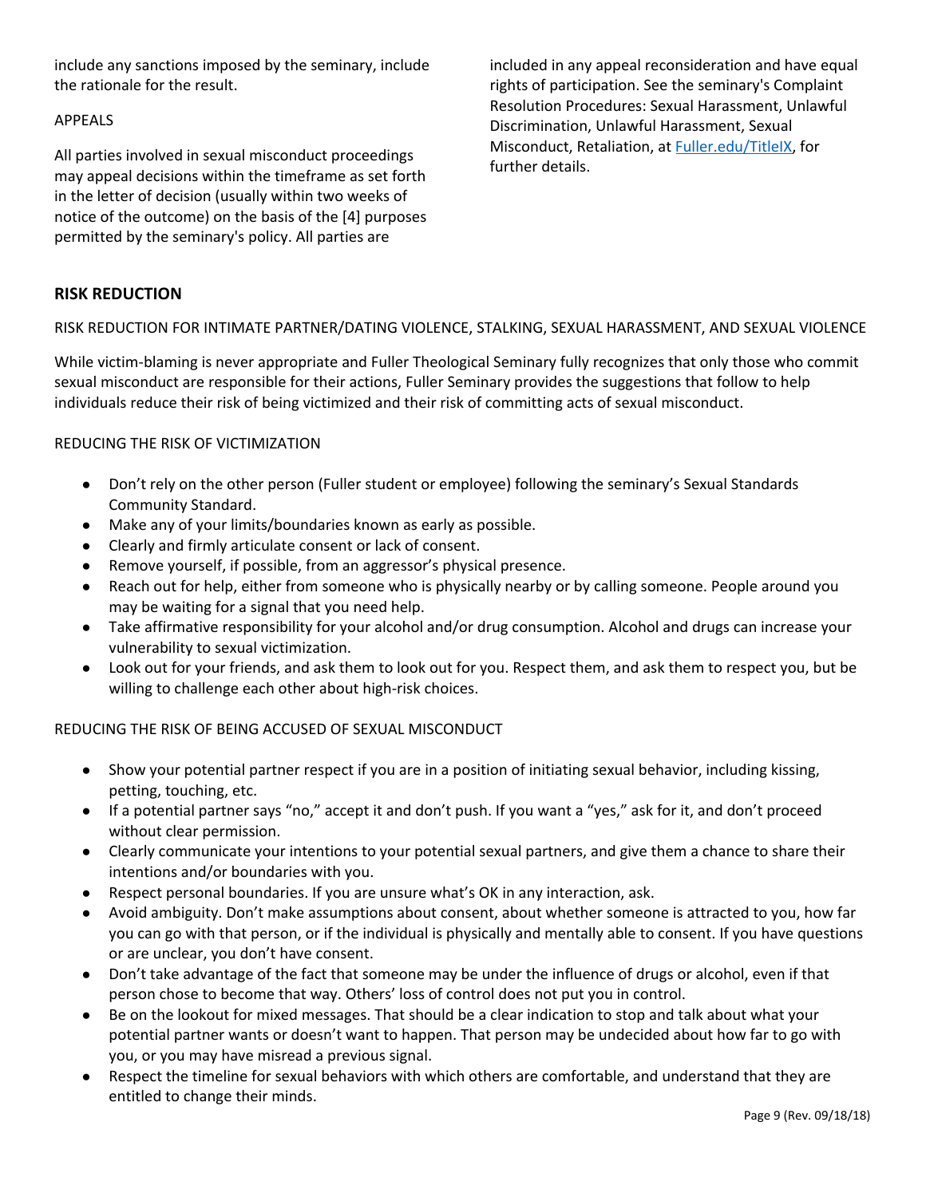include any sanctions imposed by the seminary, include the rationale for the result.

APPEALS

All parties involved in sexual misconduct proceedings may appeal decisions within the timeframe as set forth in the letter of decision (usually within two weeks of notice of the outcome) on the basis of the [4] purposes permitted by the seminary's policy. All parties are included in any appeal reconsideration and have equal rights of participation. See the seminary's Complaint Resolution Procedures: Sexual Harassment, Unlawful Discrimination, Unlawful Harassment, Sexual Misconduct, Retaliation, at [Fuller.edu/TitleIX](Fuller.edu/TitleIX), for further details.

## RISK REDUCTION

RISK REDUCTION FOR INTIMATE PARTNER/DATING VIOLENCE, STALKING, SEXUAL HARASSMENT, AND SEXUAL VIOLENCE

While victim-blaming is never appropriate and Fuller Theological Seminary fully recognizes that only those who commit sexual misconduct are responsible for their actions, Fuller Seminary provides the suggestions that follow to help individuals reduce their risk of being victimized and their risk of committing acts of sexual misconduct.

REDUCING THE RISK OF VICTIMIZATION

- Don't rely on the other person (Fuller student or employee) following the seminary's Sexual Standards Community Standard.
- Make any of your limits/boundaries known as early as possible.
- Clearly and firmly articulate consent or lack of consent.
- Remove yourself, if possible, from an aggressor's physical presence.
- Reach out for help, either from someone who is physically nearby or by calling someone. People around you may be waiting for a signal that you need help.
- Take affirmative responsibility for your alcohol and/or drug consumption. Alcohol and drugs can increase your vulnerability to sexual victimization.
- Look out for your friends, and ask them to look out for you. Respect them, and ask them to respect you, but be willing to challenge each other about high-risk choices.

REDUCING THE RISK OF BEING ACCUSED OF SEXUAL MISCONDUCT

- Show your potential partner respect if you are in a position of initiating sexual behavior, including kissing, petting, touching, etc.
- If a potential partner says "no," accept it and don't push. If you want a "yes," ask for it, and don't proceed without clear permission.
- Clearly communicate your intentions to your potential sexual partners, and give them a chance to share their intentions and/or boundaries with you.
- Respect personal boundaries. If you are unsure what's OK in any interaction, ask.
- Avoid ambiguity. Don't make assumptions about consent, about whether someone is attracted to you, how far you can go with that person, or if the individual is physically and mentally able to consent. If you have questions or are unclear, you don't have consent.
- Don't take advantage of the fact that someone may be under the influence of drugs or alcohol, even if that person chose to become that way. Others' loss of control does not put you in control.
- Be on the lookout for mixed messages. That should be a clear indication to stop and talk about what your potential partner wants or doesn't want to happen. That person may be undecided about how far to go with you, or you may have misread a previous signal.
- Respect the timeline for sexual behaviors with which others are comfortable, and understand that they are entitled to change their minds.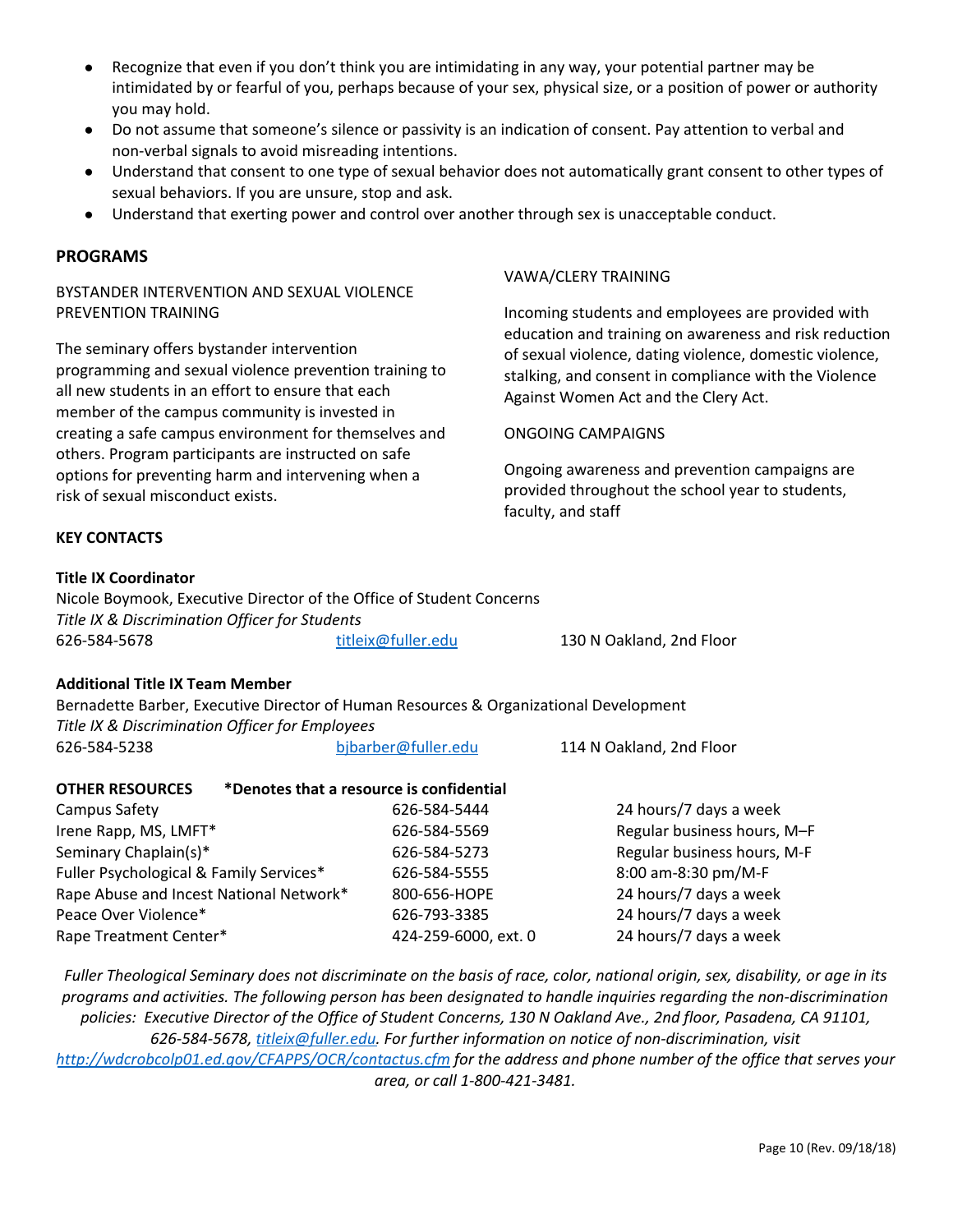- Recognize that even if you don't think you are intimidating in any way, your potential partner may be intimidated by or fearful of you, perhaps because of your sex, physical size, or a position of power or authority you may hold.
- Do not assume that someone's silence or passivity is an indication of consent. Pay attention to verbal and non-verbal signals to avoid misreading intentions.
- Understand that consent to one type of sexual behavior does not automatically grant consent to other types of sexual behaviors. If you are unsure, stop and ask.
- Understand that exerting power and control over another through sex is unacceptable conduct.

## PROGRAMS

BYSTANDER INTERVENTION AND SEXUAL VIOLENCE PREVENTION TRAINING

The seminary offers bystander intervention programming and sexual violence prevention training to all new students in an effort to ensure that each member of the campus community is invested in creating a safe campus environment for themselves and others. Program participants are instructed on safe options for preventing harm and intervening when a risk of sexual misconduct exists.

VAWA/CLERY TRAINING

Incoming students and employees are provided with education and training on awareness and risk reduction of sexual violence, dating violence, domestic violence, stalking, and consent in compliance with the Violence Against Women Act and the Clery Act.

ONGOING CAMPAIGNS

Ongoing awareness and prevention campaigns are provided throughout the school year to students, faculty, and staff

## KEY CONTACTS

**Title IX Coordinator**
Nicole Boymook, Executive Director of the Office of Student Concerns
*Title IX & Discrimination Officer for Students*
626-584-5678 titleix@fuller.edu 130 N Oakland, 2nd Floor

**Additional Title IX Team Member**
Bernadette Barber, Executive Director of Human Resources & Organizational Development
*Title IX & Discrimination Officer for Employees*
626-584-5238 bjbarber@fuller.edu 114 N Oakland, 2nd Floor

| **OTHER RESOURCES** | **\*Denotes that a resource is confidential** | |
|---|---|---|
| Campus Safety | 626-584-5444 | 24 hours/7 days a week |
| Irene Rapp, MS, LMFT* | 626-584-5569 | Regular business hours, M–F |
| Seminary Chaplain(s)* | 626-584-5273 | Regular business hours, M-F |
| Fuller Psychological & Family Services* | 626-584-5555 | 8:00 am-8:30 pm/M-F |
| Rape Abuse and Incest National Network* | 800-656-HOPE | 24 hours/7 days a week |
| Peace Over Violence* | 626-793-3385 | 24 hours/7 days a week |
| Rape Treatment Center* | 424-259-6000, ext. 0 | 24 hours/7 days a week |

*Fuller Theological Seminary does not discriminate on the basis of race, color, national origin, sex, disability, or age in its programs and activities. The following person has been designated to handle inquiries regarding the non-discrimination policies: Executive Director of the Office of Student Concerns, 130 N Oakland Ave., 2nd floor, Pasadena, CA 91101, 626-584-5678, titleix@fuller.edu. For further information on notice of non-discrimination, visit http://wdcrobcolp01.ed.gov/CFAPPS/OCR/contactus.cfm for the address and phone number of the office that serves your area, or call 1-800-421-3481.*